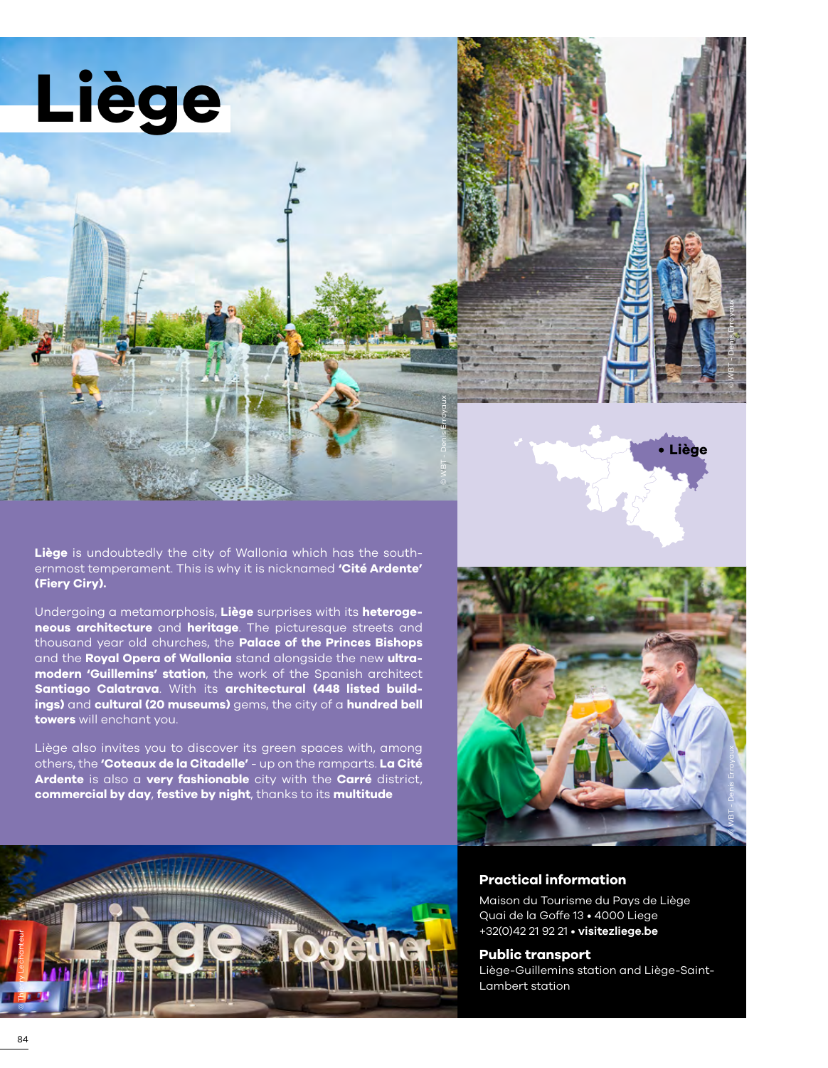# Liège

**Liège** is undoubtedly the city of Wallonia which has the southernmost temperament. This is why it is nicknamed **'Cité Ardente' (Fiery Ciry).**

Undergoing a metamorphosis, **Liège** surprises with its **heterogeneous architecture** and **heritage**. The picturesque streets and thousand year old churches, the **Palace of the Princes Bishops** and the **Royal Opera of Wallonia** stand alongside the new **ultramodern 'Guillemins' station**, the work of the Spanish architect **Santiago Calatrava**. With its **architectural (448 listed buildings)** and **cultural (20 museums)** gems, the city of a **hundred bell towers** will enchant you.

Liège also invites you to discover its green spaces with, among others, the **'Coteaux de la Citadelle'** - up on the ramparts. **La Cité Ardente** is also a **very fashionable** city with the **Carré** district, **commercial by day**, **festive by night**, thanks to its **multitude**

**Practical information**

Maison du Tourisme du Pays de Liège
Quai de la Goffe 13 • 4000 Liege
+32(0)42 21 92 21 • **visitezliege.be**

**Public transport**

Liège-Guillemins station and Liège-Saint-Lambert station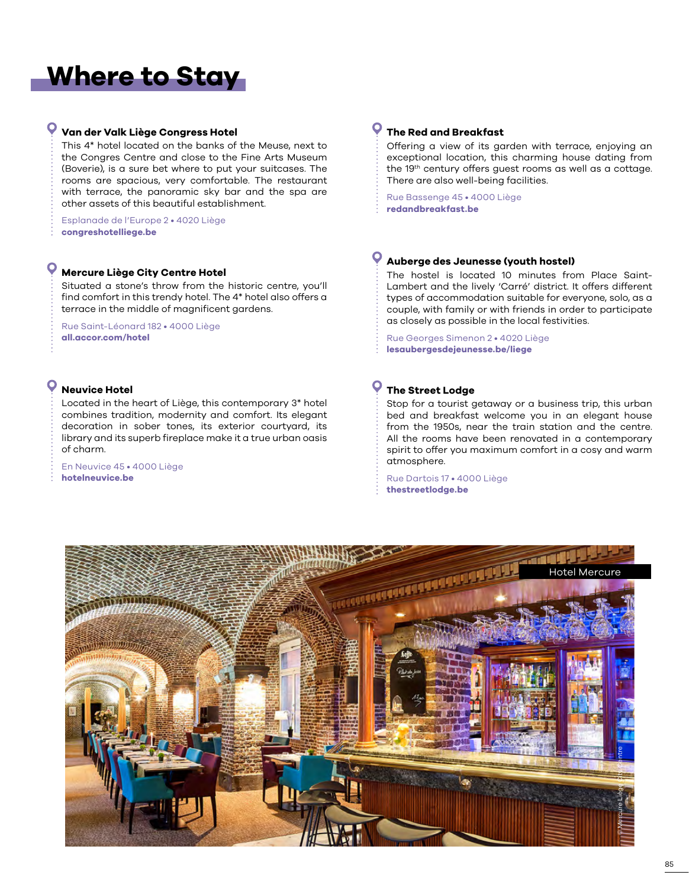# Where to Stay

### Van der Valk Liège Congress Hotel

This 4* hotel located on the banks of the Meuse, next to the Congres Centre and close to the Fine Arts Museum (Boverie), is a sure bet where to put your suitcases. The rooms are spacious, very comfortable. The restaurant with terrace, the panoramic sky bar and the spa are other assets of this beautiful establishment.

Esplanade de l'Europe 2 • 4020 Liège
**congreshotelliege.be**

### Mercure Liège City Centre Hotel

Situated a stone's throw from the historic centre, you'll find comfort in this trendy hotel. The 4* hotel also offers a terrace in the middle of magnificent gardens.

Rue Saint-Léonard 182 • 4000 Liège
**all.accor.com/hotel**

### Neuvice Hotel

Located in the heart of Liège, this contemporary 3* hotel combines tradition, modernity and comfort. Its elegant decoration in sober tones, its exterior courtyard, its library and its superb fireplace make it a true urban oasis of charm.

En Neuvice 45 • 4000 Liège
**hotelneuvice.be**

### The Red and Breakfast

Offering a view of its garden with terrace, enjoying an exceptional location, this charming house dating from the 19th century offers guest rooms as well as a cottage. There are also well-being facilities.

Rue Bassenge 45 • 4000 Liège
**redandbreakfast.be**

### Auberge des Jeunesse (youth hostel)

The hostel is located 10 minutes from Place Saint-Lambert and the lively 'Carré' district. It offers different types of accommodation suitable for everyone, solo, as a couple, with family or with friends in order to participate as closely as possible in the local festivities.

Rue Georges Simenon 2 • 4020 Liège
**lesaubergesdejeunesse.be/liege**

### The Street Lodge

Stop for a tourist getaway or a business trip, this urban bed and breakfast welcome you in an elegant house from the 1950s, near the train station and the centre. All the rooms have been renovated in a contemporary spirit to offer you maximum comfort in a cosy and warm atmosphere.

Rue Dartois 17 • 4000 Liège
**thestreetlodge.be**

Hotel Mercure

© Mercure Liège City Centre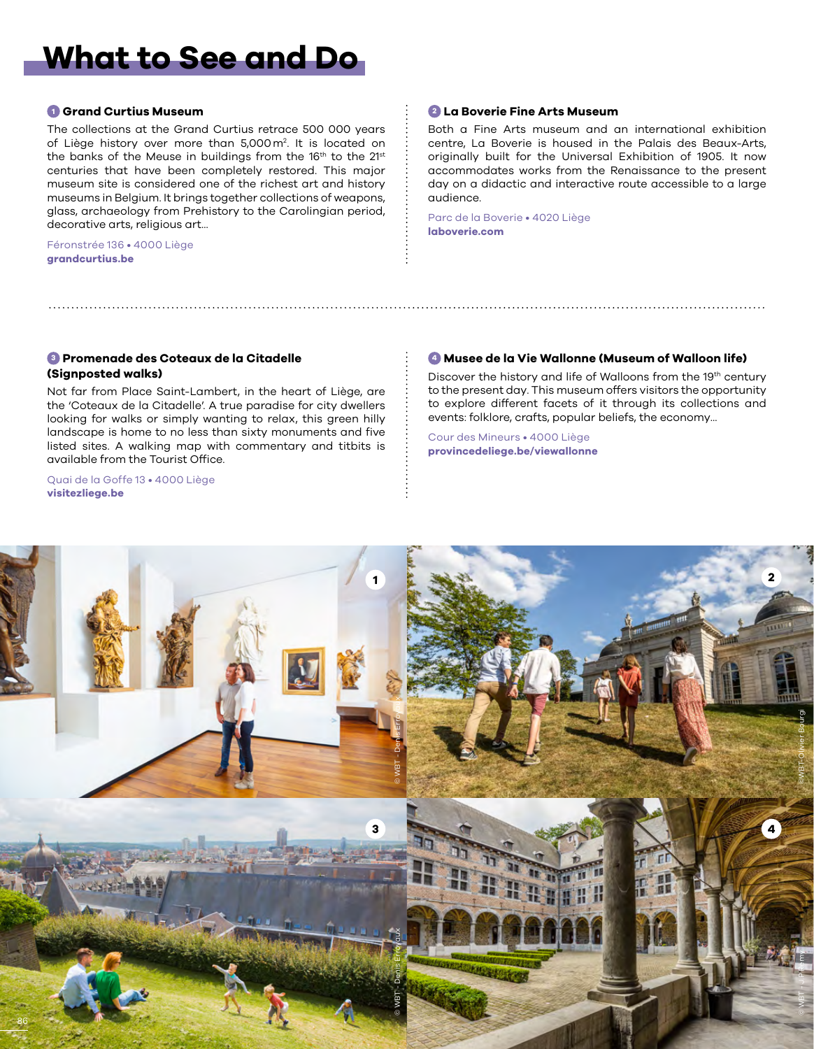# What to See and Do

### 1 Grand Curtius Museum

The collections at the Grand Curtius retrace 500 000 years of Liège history over more than 5,000 m². It is located on the banks of the Meuse in buildings from the 16th to the 21st centuries that have been completely restored. This major museum site is considered one of the richest art and history museums in Belgium. It brings together collections of weapons, glass, archaeology from Prehistory to the Carolingian period, decorative arts, religious art...

Féronstrée 136 • 4000 Liège
**grandcurtius.be**

### 2 La Boverie Fine Arts Museum

Both a Fine Arts museum and an international exhibition centre, La Boverie is housed in the Palais des Beaux-Arts, originally built for the Universal Exhibition of 1905. It now accommodates works from the Renaissance to the present day on a didactic and interactive route accessible to a large audience.

Parc de la Boverie • 4020 Liège
**laboverie.com**

### 3 Promenade des Coteaux de la Citadelle (Signposted walks)

Not far from Place Saint-Lambert, in the heart of Liège, are the 'Coteaux de la Citadelle'. A true paradise for city dwellers looking for walks or simply wanting to relax, this green hilly landscape is home to no less than sixty monuments and five listed sites. A walking map with commentary and titbits is available from the Tourist Office.

Quai de la Goffe 13 • 4000 Liège
**visitezliege.be**

### 4 Musee de la Vie Wallonne (Museum of Walloon life)

Discover the history and life of Walloons from the 19th century to the present day. This museum offers visitors the opportunity to explore different facets of it through its collections and events: folklore, crafts, popular beliefs, the economy...

Cour des Mineurs • 4000 Liège
**provincedeliege.be/viewallonne**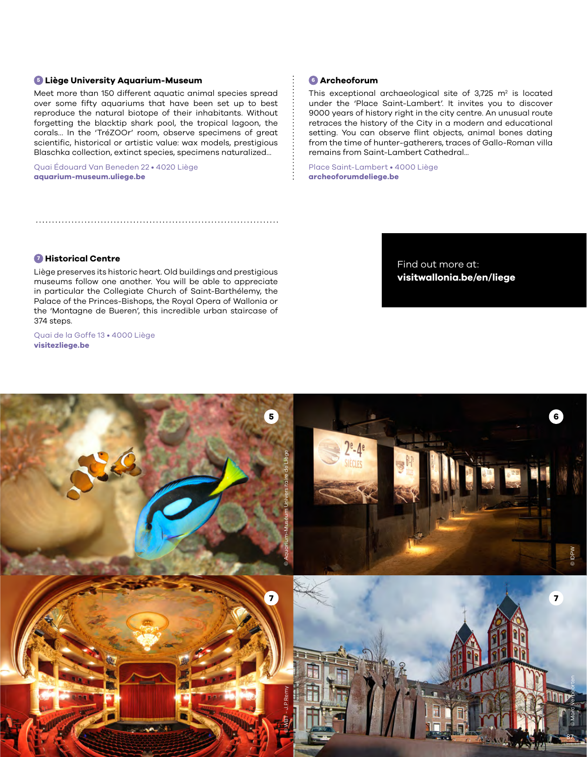### 5 Liège University Aquarium-Museum

Meet more than 150 different aquatic animal species spread over some fifty aquariums that have been set up to best reproduce the natural biotope of their inhabitants. Without forgetting the blacktip shark pool, the tropical lagoon, the corals… In the 'TréZOOr' room, observe specimens of great scientific, historical or artistic value: wax models, prestigious Blaschka collection, extinct species, specimens naturalized…

Quai Édouard Van Beneden 22 • 4020 Liège
**aquarium-museum.uliege.be**

### 6 Archeoforum

This exceptional archaeological site of 3,725 m² is located under the 'Place Saint-Lambert'. It invites you to discover 9000 years of history right in the city centre. An unusual route retraces the history of the City in a modern and educational setting. You can observe flint objects, animal bones dating from the time of hunter-gatherers, traces of Gallo-Roman villa remains from Saint-Lambert Cathedral…

Place Saint-Lambert • 4000 Liège
**archeoforumdeliege.be**

### 7 Historical Centre

Liège preserves its historic heart. Old buildings and prestigious museums follow one another. You will be able to appreciate in particular the Collegiate Church of Saint-Barthélemy, the Palace of the Princes-Bishops, the Royal Opera of Wallonia or the 'Montagne de Bueren', this incredible urban staircase of 374 steps.

Quai de la Goffe 13 • 4000 Liège
**visitezliege.be**

Find out more at:
**visitwallonia.be/en/liege**

© Aquarium-Muséum Universitaire de Liège

© IDPW

© WBT - J.P Remy

© Marc Verpoorten